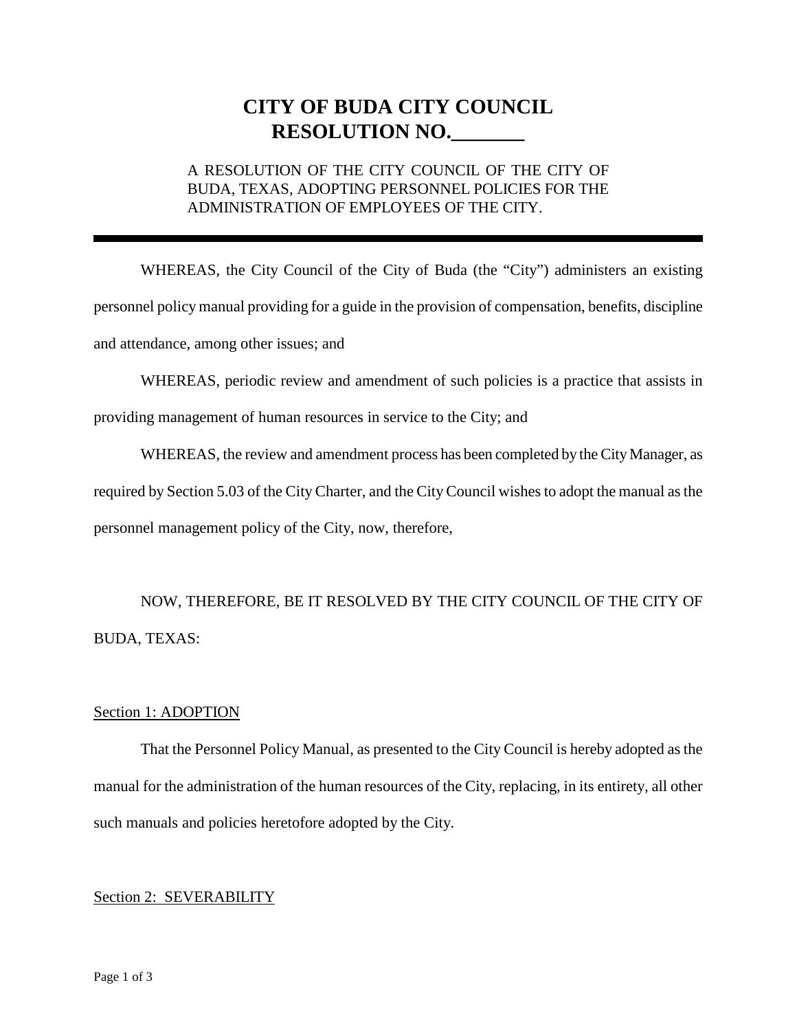# CITY OF BUDA CITY COUNCIL
# RESOLUTION NO.\_\_\_\_\_\_\_

A RESOLUTION OF THE CITY COUNCIL OF THE CITY OF BUDA, TEXAS, ADOPTING PERSONNEL POLICIES FOR THE ADMINISTRATION OF EMPLOYEES OF THE CITY.

---

WHEREAS, the City Council of the City of Buda (the "City") administers an existing personnel policy manual providing for a guide in the provision of compensation, benefits, discipline and attendance, among other issues; and

WHEREAS, periodic review and amendment of such policies is a practice that assists in providing management of human resources in service to the City; and

WHEREAS, the review and amendment process has been completed by the City Manager, as required by Section 5.03 of the City Charter, and the City Council wishes to adopt the manual as the personnel management policy of the City, now, therefore,

NOW, THEREFORE, BE IT RESOLVED BY THE CITY COUNCIL OF THE CITY OF BUDA, TEXAS:

Section 1: ADOPTION

That the Personnel Policy Manual, as presented to the City Council is hereby adopted as the manual for the administration of the human resources of the City, replacing, in its entirety, all other such manuals and policies heretofore adopted by the City.

Section 2: SEVERABILITY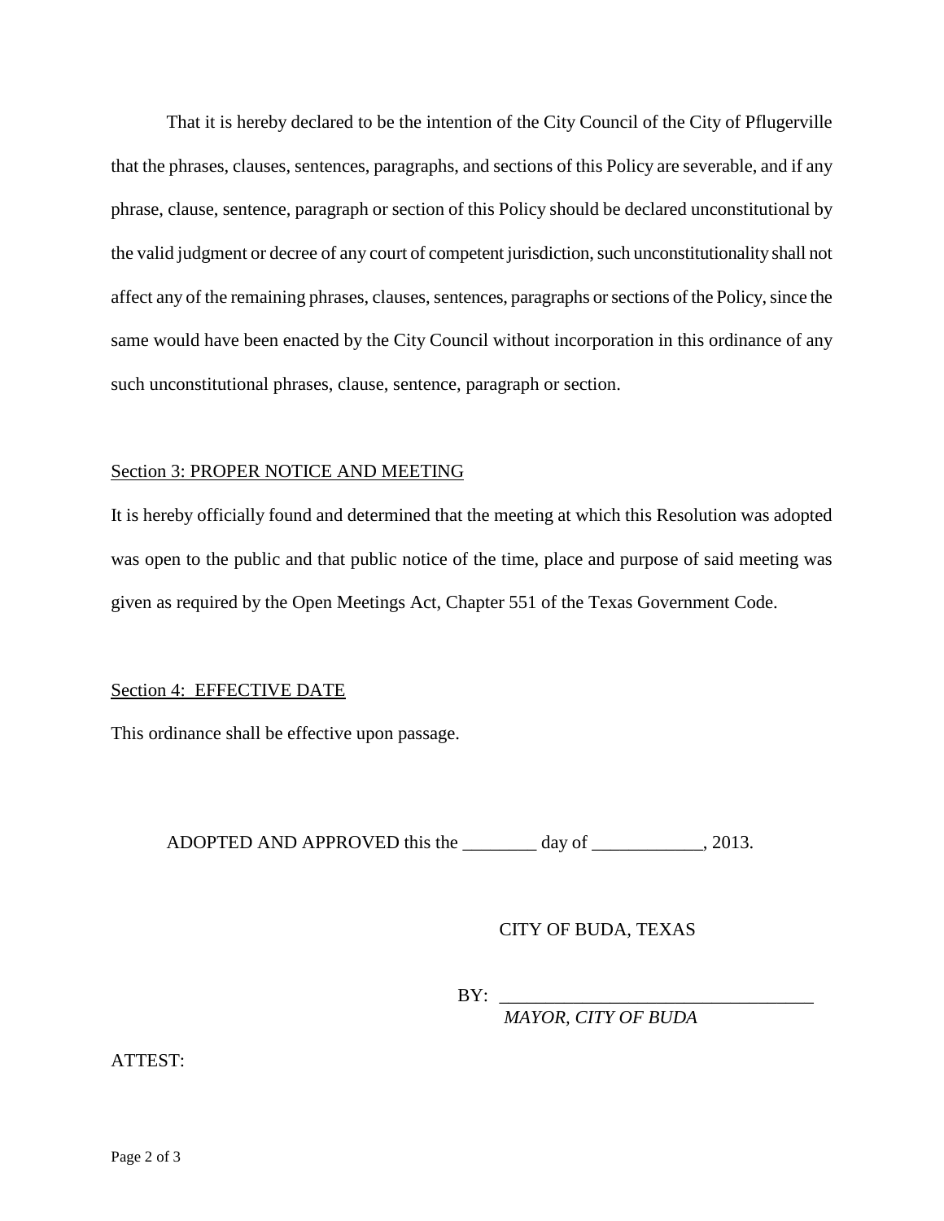That it is hereby declared to be the intention of the City Council of the City of Pflugerville that the phrases, clauses, sentences, paragraphs, and sections of this Policy are severable, and if any phrase, clause, sentence, paragraph or section of this Policy should be declared unconstitutional by the valid judgment or decree of any court of competent jurisdiction, such unconstitutionality shall not affect any of the remaining phrases, clauses, sentences, paragraphs or sections of the Policy, since the same would have been enacted by the City Council without incorporation in this ordinance of any such unconstitutional phrases, clause, sentence, paragraph or section.

Section 3: PROPER NOTICE AND MEETING

It is hereby officially found and determined that the meeting at which this Resolution was adopted was open to the public and that public notice of the time, place and purpose of said meeting was given as required by the Open Meetings Act, Chapter 551 of the Texas Government Code.

Section 4: EFFECTIVE DATE

This ordinance shall be effective upon passage.

ADOPTED AND APPROVED this the ________ day of ____________, 2013.

CITY OF BUDA, TEXAS

BY: __________________________________

*MAYOR, CITY OF BUDA*

ATTEST: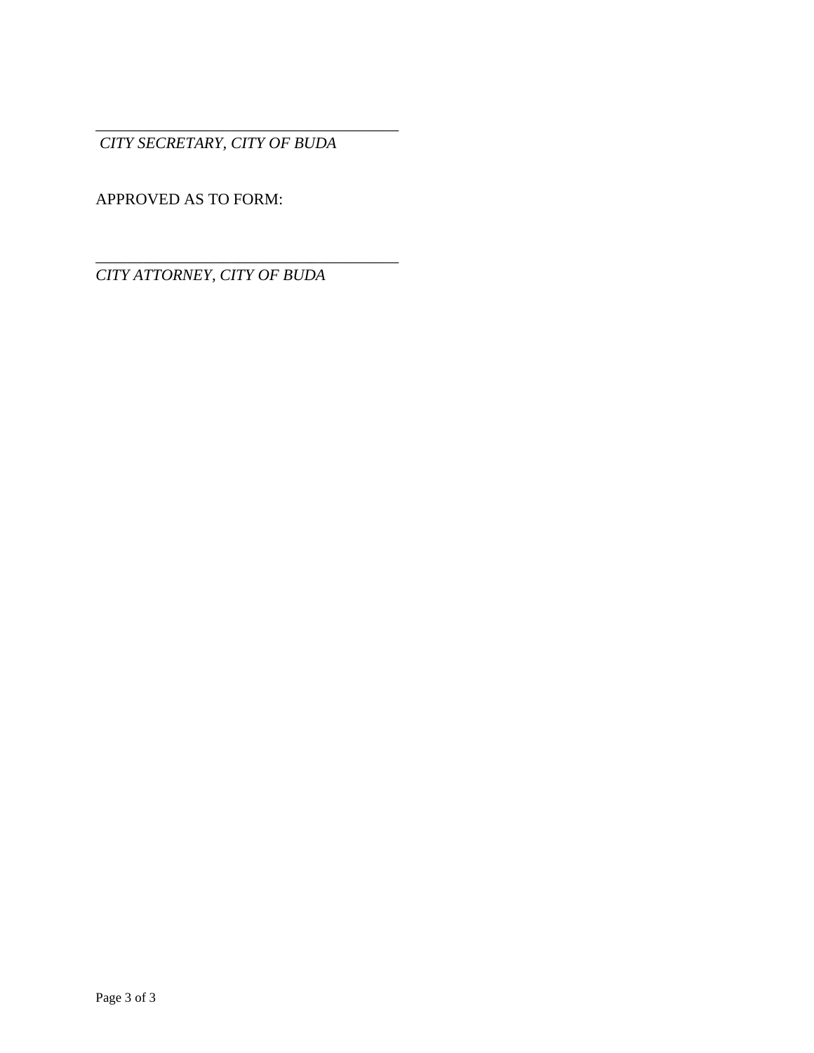\_\_\_\_\_\_\_\_\_\_\_\_\_\_\_\_\_\_\_\_\_\_\_\_\_\_\_\_\_\_\_\_\_\_\_\_\_\_\_\_

*CITY SECRETARY, CITY OF BUDA*

APPROVED AS TO FORM:

\_\_\_\_\_\_\_\_\_\_\_\_\_\_\_\_\_\_\_\_\_\_\_\_\_\_\_\_\_\_\_\_\_\_\_\_\_\_\_\_

*CITY ATTORNEY, CITY OF BUDA*